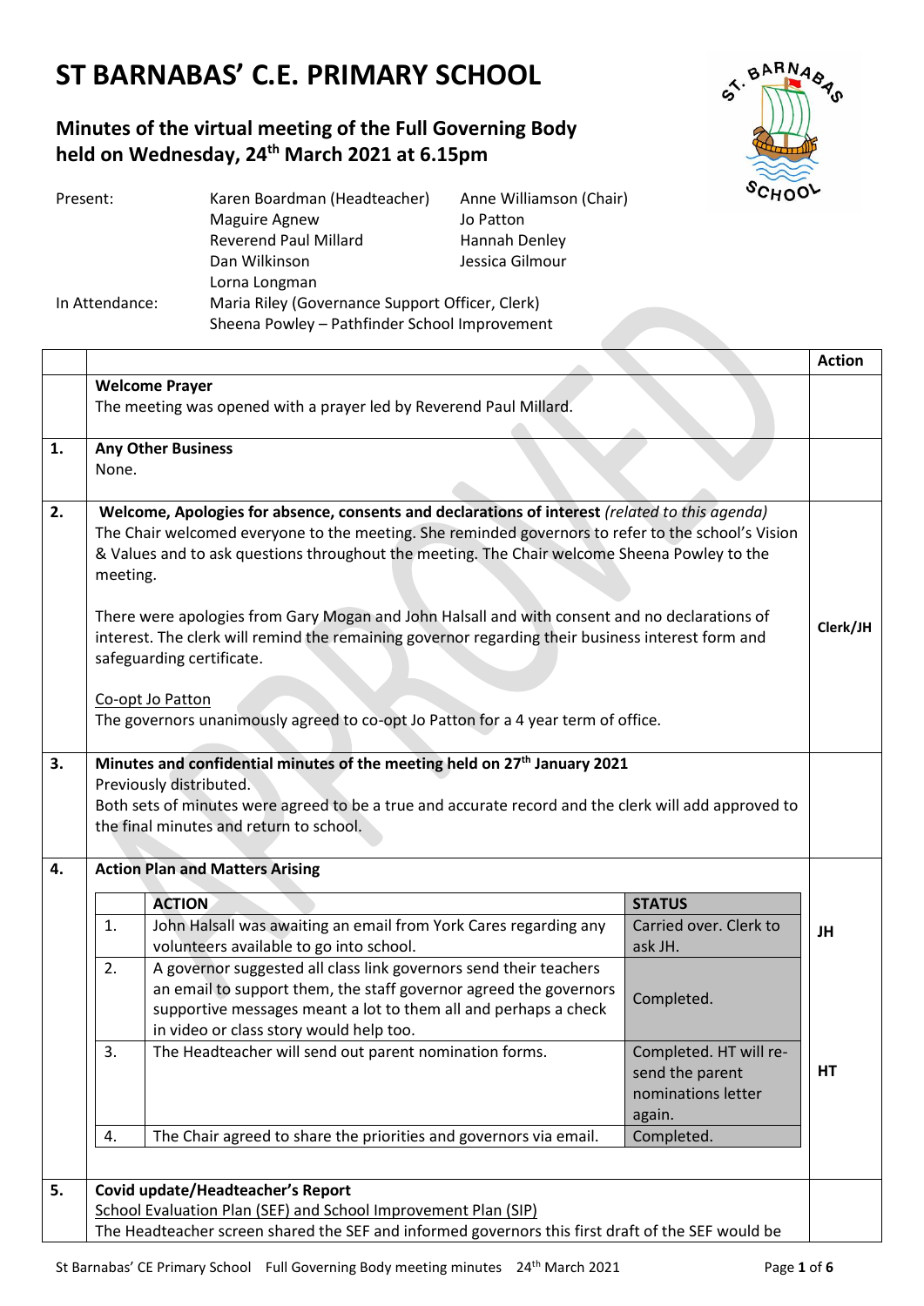# ST BARNABAS' C.E. PRIMARY SCHOOL

## Minutes of the virtual meeting of the Full Governing Body held on Wednesday, 24th March 2021 at 6.15pm

| | | |
|---|---|---|
| Present: | Karen Boardman (Headteacher) | Anne Williamson (Chair) |
| | Maguire Agnew | Jo Patton |
| | Reverend Paul Millard | Hannah Denley |
| | Dan Wilkinson | Jessica Gilmour |
| | Lorna Longman | |
| In Attendance: | Maria Riley (Governance Support Officer, Clerk) | |
| | Sheena Powley – Pathfinder School Improvement | |

| | | Action |
|---|---|---|
| | **Welcome Prayer**<br>The meeting was opened with a prayer led by Reverend Paul Millard. | |
| **1.** | **Any Other Business**<br>None. | |
| **2.** | **Welcome, Apologies for absence, consents and declarations of interest** *(related to this agenda)*<br>The Chair welcomed everyone to the meeting. She reminded governors to refer to the school's Vision & Values and to ask questions throughout the meeting. The Chair welcome Sheena Powley to the meeting.<br><br>There were apologies from Gary Mogan and John Halsall and with consent and no declarations of interest. The clerk will remind the remaining governor regarding their business interest form and safeguarding certificate.<br><br>Co-opt Jo Patton<br>The governors unanimously agreed to co-opt Jo Patton for a 4 year term of office. | **Clerk/JH** |
| **3.** | **Minutes and confidential minutes of the meeting held on 27th January 2021**<br>Previously distributed.<br>Both sets of minutes were agreed to be a true and accurate record and the clerk will add approved to the final minutes and return to school. | |
| **4.** | **Action Plan and Matters Arising** | |

| | ACTION | STATUS | Action |
|---|---|---|---|
| 1. | John Halsall was awaiting an email from York Cares regarding any volunteers available to go into school. | Carried over. Clerk to ask JH. | **JH** |
| 2. | A governor suggested all class link governors send their teachers an email to support them, the staff governor agreed the governors supportive messages meant a lot to them all and perhaps a check in video or class story would help too. | Completed. | |
| 3. | The Headteacher will send out parent nomination forms. | Completed. HT will re-send the parent nominations letter again. | **HT** |
| 4. | The Chair agreed to share the priorities and governors via email. | Completed. | |

| | | Action |
|---|---|---|
| **5.** | **Covid update/Headteacher's Report**<br>School Evaluation Plan (SEF) and School Improvement Plan (SIP)<br>The Headteacher screen shared the SEF and informed governors this first draft of the SEF would be | |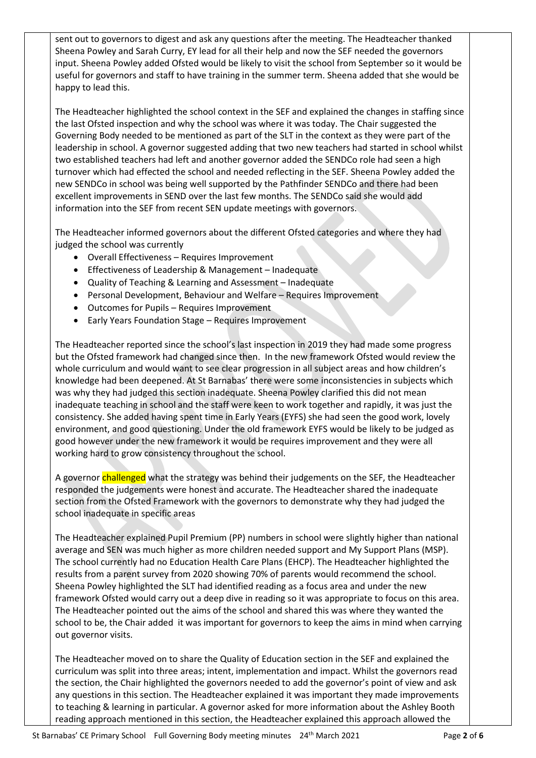sent out to governors to digest and ask any questions after the meeting. The Headteacher thanked Sheena Powley and Sarah Curry, EY lead for all their help and now the SEF needed the governors input. Sheena Powley added Ofsted would be likely to visit the school from September so it would be useful for governors and staff to have training in the summer term. Sheena added that she would be happy to lead this.

The Headteacher highlighted the school context in the SEF and explained the changes in staffing since the last Ofsted inspection and why the school was where it was today. The Chair suggested the Governing Body needed to be mentioned as part of the SLT in the context as they were part of the leadership in school. A governor suggested adding that two new teachers had started in school whilst two established teachers had left and another governor added the SENDCo role had seen a high turnover which had effected the school and needed reflecting in the SEF. Sheena Powley added the new SENDCo in school was being well supported by the Pathfinder SENDCo and there had been excellent improvements in SEND over the last few months. The SENDCo said she would add information into the SEF from recent SEN update meetings with governors.

The Headteacher informed governors about the different Ofsted categories and where they had judged the school was currently

- Overall Effectiveness – Requires Improvement
- Effectiveness of Leadership & Management – Inadequate
- Quality of Teaching & Learning and Assessment – Inadequate
- Personal Development, Behaviour and Welfare – Requires Improvement
- Outcomes for Pupils – Requires Improvement
- Early Years Foundation Stage – Requires Improvement

The Headteacher reported since the school's last inspection in 2019 they had made some progress but the Ofsted framework had changed since then. In the new framework Ofsted would review the whole curriculum and would want to see clear progression in all subject areas and how children's knowledge had been deepened. At St Barnabas' there were some inconsistencies in subjects which was why they had judged this section inadequate. Sheena Powley clarified this did not mean inadequate teaching in school and the staff were keen to work together and rapidly, it was just the consistency. She added having spent time in Early Years (EYFS) she had seen the good work, lovely environment, and good questioning. Under the old framework EYFS would be likely to be judged as good however under the new framework it would be requires improvement and they were all working hard to grow consistency throughout the school.

A governor challenged what the strategy was behind their judgements on the SEF, the Headteacher responded the judgements were honest and accurate. The Headteacher shared the inadequate section from the Ofsted Framework with the governors to demonstrate why they had judged the school inadequate in specific areas

The Headteacher explained Pupil Premium (PP) numbers in school were slightly higher than national average and SEN was much higher as more children needed support and My Support Plans (MSP). The school currently had no Education Health Care Plans (EHCP). The Headteacher highlighted the results from a parent survey from 2020 showing 70% of parents would recommend the school. Sheena Powley highlighted the SLT had identified reading as a focus area and under the new framework Ofsted would carry out a deep dive in reading so it was appropriate to focus on this area. The Headteacher pointed out the aims of the school and shared this was where they wanted the school to be, the Chair added it was important for governors to keep the aims in mind when carrying out governor visits.

The Headteacher moved on to share the Quality of Education section in the SEF and explained the curriculum was split into three areas; intent, implementation and impact. Whilst the governors read the section, the Chair highlighted the governors needed to add the governor's point of view and ask any questions in this section. The Headteacher explained it was important they made improvements to teaching & learning in particular. A governor asked for more information about the Ashley Booth reading approach mentioned in this section, the Headteacher explained this approach allowed the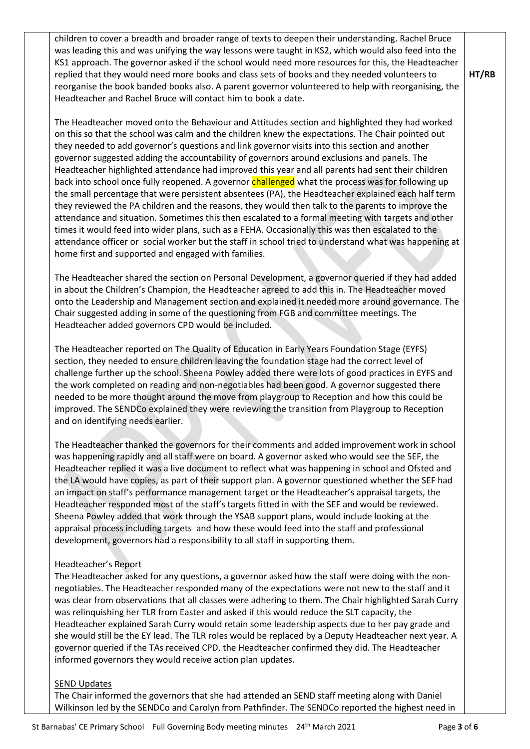children to cover a breadth and broader range of texts to deepen their understanding. Rachel Bruce was leading this and was unifying the way lessons were taught in KS2, which would also feed into the KS1 approach. The governor asked if the school would need more resources for this, the Headteacher replied that they would need more books and class sets of books and they needed volunteers to reorganise the book banded books also. A parent governor volunteered to help with reorganising, the Headteacher and Rachel Bruce will contact him to book a date. **HT/RB**

The Headteacher moved onto the Behaviour and Attitudes section and highlighted they had worked on this so that the school was calm and the children knew the expectations. The Chair pointed out they needed to add governor's questions and link governor visits into this section and another governor suggested adding the accountability of governors around exclusions and panels. The Headteacher highlighted attendance had improved this year and all parents had sent their children back into school once fully reopened. A governor challenged what the process was for following up the small percentage that were persistent absentees (PA), the Headteacher explained each half term they reviewed the PA children and the reasons, they would then talk to the parents to improve the attendance and situation. Sometimes this then escalated to a formal meeting with targets and other times it would feed into wider plans, such as a FEHA. Occasionally this was then escalated to the attendance officer or social worker but the staff in school tried to understand what was happening at home first and supported and engaged with families.

The Headteacher shared the section on Personal Development, a governor queried if they had added in about the Children's Champion, the Headteacher agreed to add this in. The Headteacher moved onto the Leadership and Management section and explained it needed more around governance. The Chair suggested adding in some of the questioning from FGB and committee meetings. The Headteacher added governors CPD would be included.

The Headteacher reported on The Quality of Education in Early Years Foundation Stage (EYFS) section, they needed to ensure children leaving the foundation stage had the correct level of challenge further up the school. Sheena Powley added there were lots of good practices in EYFS and the work completed on reading and non-negotiables had been good. A governor suggested there needed to be more thought around the move from playgroup to Reception and how this could be improved. The SENDCo explained they were reviewing the transition from Playgroup to Reception and on identifying needs earlier.

The Headteacher thanked the governors for their comments and added improvement work in school was happening rapidly and all staff were on board. A governor asked who would see the SEF, the Headteacher replied it was a live document to reflect what was happening in school and Ofsted and the LA would have copies, as part of their support plan. A governor questioned whether the SEF had an impact on staff's performance management target or the Headteacher's appraisal targets, the Headteacher responded most of the staff's targets fitted in with the SEF and would be reviewed. Sheena Powley added that work through the YSAB support plans, would include looking at the appraisal process including targets and how these would feed into the staff and professional development, governors had a responsibility to all staff in supporting them.

Headteacher's Report

The Headteacher asked for any questions, a governor asked how the staff were doing with the non-negotiables. The Headteacher responded many of the expectations were not new to the staff and it was clear from observations that all classes were adhering to them. The Chair highlighted Sarah Curry was relinquishing her TLR from Easter and asked if this would reduce the SLT capacity, the Headteacher explained Sarah Curry would retain some leadership aspects due to her pay grade and she would still be the EY lead. The TLR roles would be replaced by a Deputy Headteacher next year. A governor queried if the TAs received CPD, the Headteacher confirmed they did. The Headteacher informed governors they would receive action plan updates.

SEND Updates

The Chair informed the governors that she had attended an SEND staff meeting along with Daniel Wilkinson led by the SENDCo and Carolyn from Pathfinder. The SENDCo reported the highest need in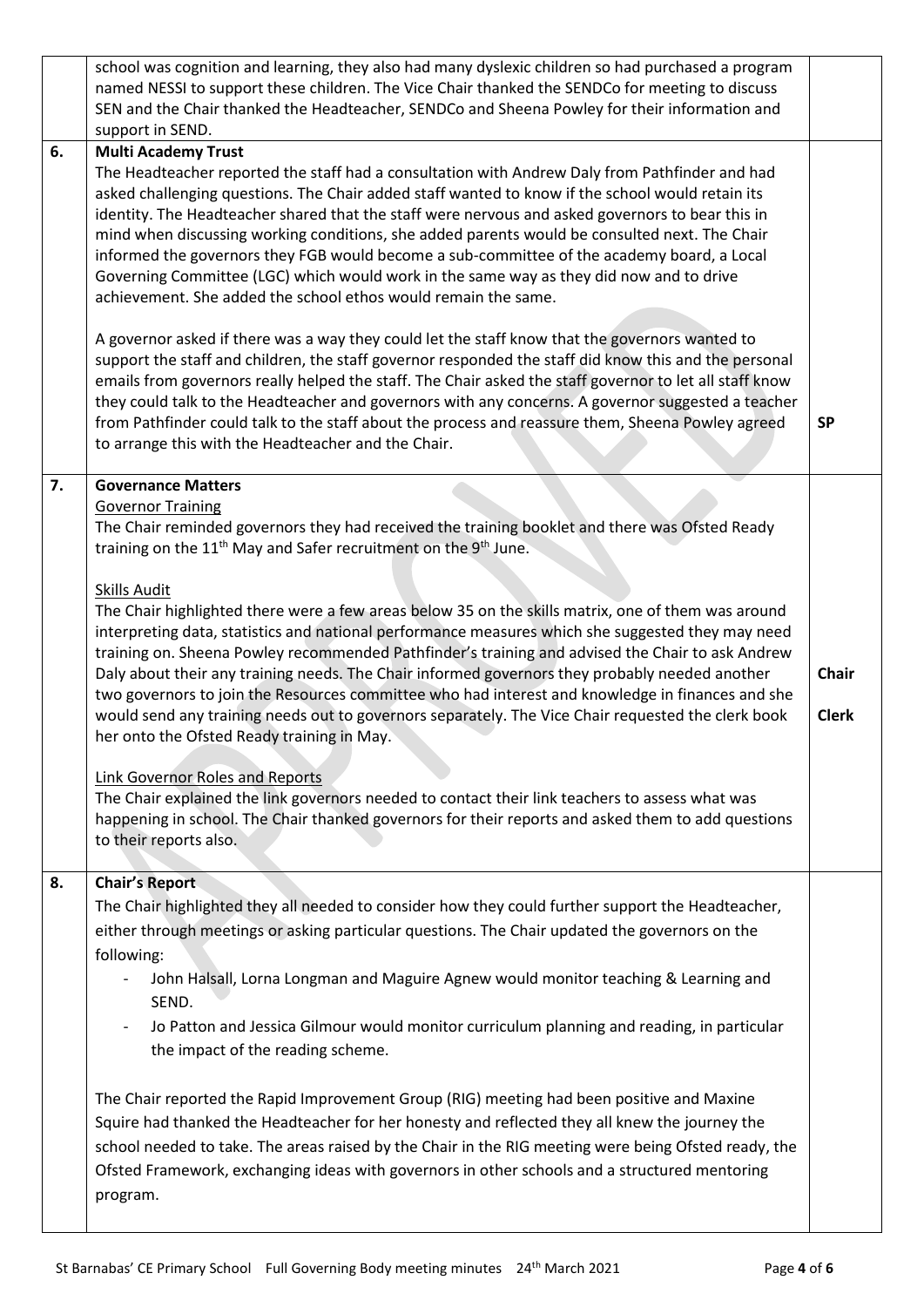| | | |
|---|---|---|
| | school was cognition and learning, they also had many dyslexic children so had purchased a program named NESSI to support these children. The Vice Chair thanked the SENDCo for meeting to discuss SEN and the Chair thanked the Headteacher, SENDCo and Sheena Powley for their information and support in SEND. | |
| 6. | **Multi Academy Trust**<br>The Headteacher reported the staff had a consultation with Andrew Daly from Pathfinder and had asked challenging questions. The Chair added staff wanted to know if the school would retain its identity. The Headteacher shared that the staff were nervous and asked governors to bear this in mind when discussing working conditions, she added parents would be consulted next. The Chair informed the governors they FGB would become a sub-committee of the academy board, a Local Governing Committee (LGC) which would work in the same way as they did now and to drive achievement. She added the school ethos would remain the same.<br><br>A governor asked if there was a way they could let the staff know that the governors wanted to support the staff and children, the staff governor responded the staff did know this and the personal emails from governors really helped the staff. The Chair asked the staff governor to let all staff know they could talk to the Headteacher and governors with any concerns. A governor suggested a teacher from Pathfinder could talk to the staff about the process and reassure them, Sheena Powley agreed to arrange this with the Headteacher and the Chair. | **SP** |
| 7. | **Governance Matters**<br>Governor Training<br>The Chair reminded governors they had received the training booklet and there was Ofsted Ready training on the 11th May and Safer recruitment on the 9th June.<br><br>Skills Audit<br>The Chair highlighted there were a few areas below 35 on the skills matrix, one of them was around interpreting data, statistics and national performance measures which she suggested they may need training on. Sheena Powley recommended Pathfinder's training and advised the Chair to ask Andrew Daly about their any training needs. The Chair informed governors they probably needed another two governors to join the Resources committee who had interest and knowledge in finances and she would send any training needs out to governors separately. The Vice Chair requested the clerk book her onto the Ofsted Ready training in May.<br><br>Link Governor Roles and Reports<br>The Chair explained the link governors needed to contact their link teachers to assess what was happening in school. The Chair thanked governors for their reports and asked them to add questions to their reports also. | **Chair**<br><br>**Clerk** |
| 8. | **Chair's Report**<br>The Chair highlighted they all needed to consider how they could further support the Headteacher, either through meetings or asking particular questions. The Chair updated the governors on the following:<br>- John Halsall, Lorna Longman and Maguire Agnew would monitor teaching & Learning and SEND.<br>- Jo Patton and Jessica Gilmour would monitor curriculum planning and reading, in particular the impact of the reading scheme.<br><br>The Chair reported the Rapid Improvement Group (RIG) meeting had been positive and Maxine Squire had thanked the Headteacher for her honesty and reflected they all knew the journey the school needed to take. The areas raised by the Chair in the RIG meeting were being Ofsted ready, the Ofsted Framework, exchanging ideas with governors in other schools and a structured mentoring program. | |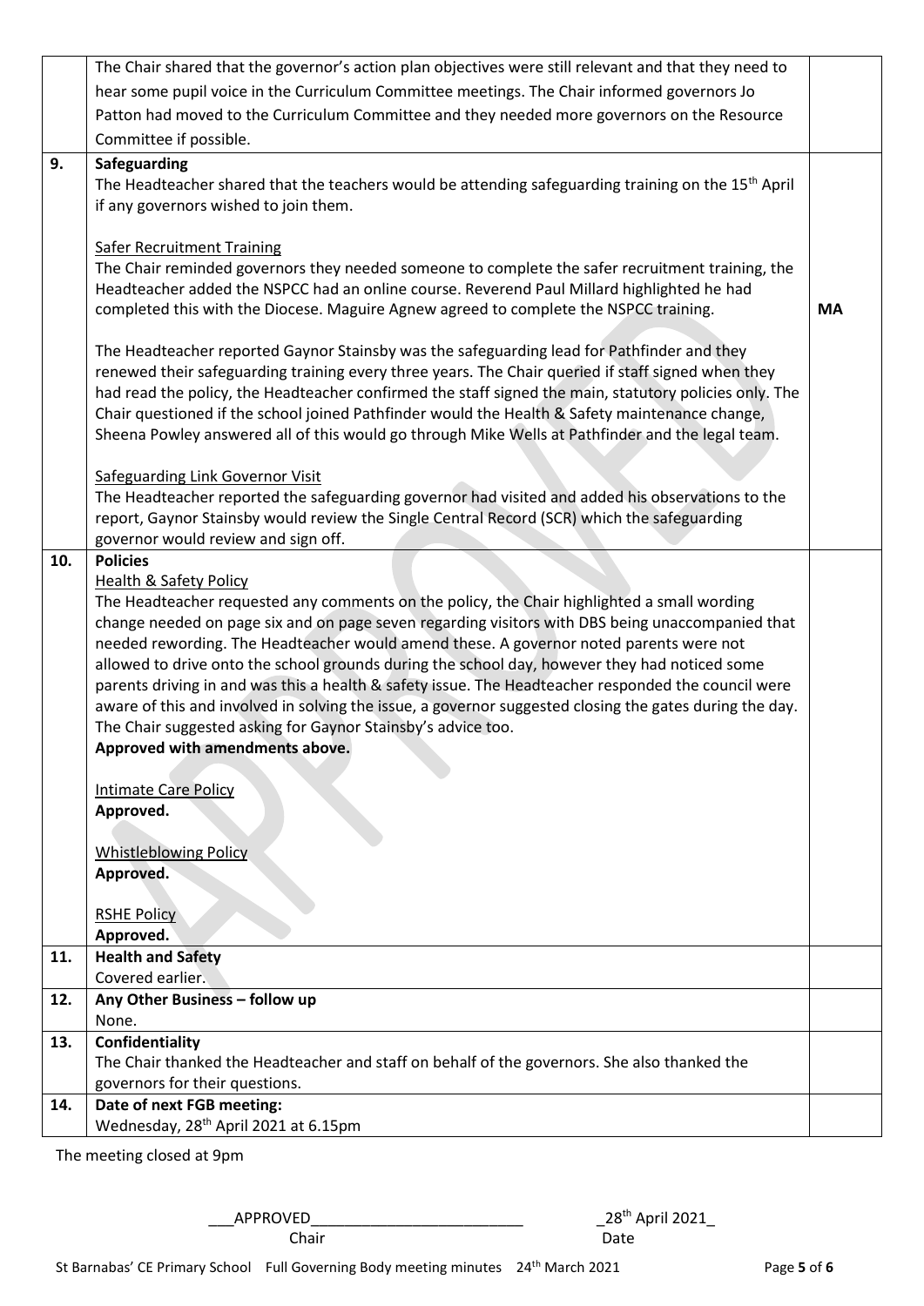| | | |
|---|---|---|
| | The Chair shared that the governor's action plan objectives were still relevant and that they need to hear some pupil voice in the Curriculum Committee meetings. The Chair informed governors Jo Patton had moved to the Curriculum Committee and they needed more governors on the Resource Committee if possible. | |
| **9.** | **Safeguarding**<br>The Headteacher shared that the teachers would be attending safeguarding training on the 15th April if any governors wished to join them.<br><br>Safer Recruitment Training<br>The Chair reminded governors they needed someone to complete the safer recruitment training, the Headteacher added the NSPCC had an online course. Reverend Paul Millard highlighted he had completed this with the Diocese. Maguire Agnew agreed to complete the NSPCC training.<br><br>The Headteacher reported Gaynor Stainsby was the safeguarding lead for Pathfinder and they renewed their safeguarding training every three years. The Chair queried if staff signed when they had read the policy, the Headteacher confirmed the staff signed the main, statutory policies only. The Chair questioned if the school joined Pathfinder would the Health & Safety maintenance change, Sheena Powley answered all of this would go through Mike Wells at Pathfinder and the legal team.<br><br>Safeguarding Link Governor Visit<br>The Headteacher reported the safeguarding governor had visited and added his observations to the report, Gaynor Stainsby would review the Single Central Record (SCR) which the safeguarding governor would review and sign off. | **MA** |
| **10.** | **Policies**<br>Health & Safety Policy<br>The Headteacher requested any comments on the policy, the Chair highlighted a small wording change needed on page six and on page seven regarding visitors with DBS being unaccompanied that needed rewording. The Headteacher would amend these. A governor noted parents were not allowed to drive onto the school grounds during the school day, however they had noticed some parents driving in and was this a health & safety issue. The Headteacher responded the council were aware of this and involved in solving the issue, a governor suggested closing the gates during the day. The Chair suggested asking for Gaynor Stainsby's advice too.<br>**Approved with amendments above.**<br><br>Intimate Care Policy<br>**Approved.**<br><br>Whistleblowing Policy<br>**Approved.**<br><br>RSHE Policy<br>**Approved.** | |
| **11.** | **Health and Safety**<br>Covered earlier. | |
| **12.** | **Any Other Business – follow up**<br>None. | |
| **13.** | **Confidentiality**<br>The Chair thanked the Headteacher and staff on behalf of the governors. She also thanked the governors for their questions. | |
| **14.** | **Date of next FGB meeting:**<br>Wednesday, 28th April 2021 at 6.15pm | |

The meeting closed at 9pm

___APPROVED__________________________ _28th April 2021_
Chair Date

St Barnabas' CE Primary School Full Governing Body meeting minutes 24th March 2021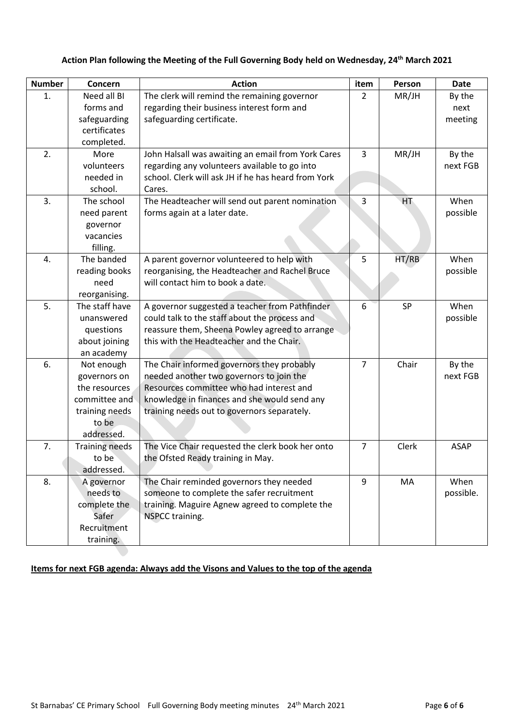**Action Plan following the Meeting of the Full Governing Body held on Wednesday, 24th March 2021**

| Number | Concern | Action | item | Person | Date |
|---|---|---|---|---|---|
| 1. | Need all BI forms and safeguarding certificates completed. | The clerk will remind the remaining governor regarding their business interest form and safeguarding certificate. | 2 | MR/JH | By the next meeting |
| 2. | More volunteers needed in school. | John Halsall was awaiting an email from York Cares regarding any volunteers available to go into school. Clerk will ask JH if he has heard from York Cares. | 3 | MR/JH | By the next FGB |
| 3. | The school need parent governor vacancies filling. | The Headteacher will send out parent nomination forms again at a later date. | 3 | HT | When possible |
| 4. | The banded reading books need reorganising. | A parent governor volunteered to help with reorganising, the Headteacher and Rachel Bruce will contact him to book a date. | 5 | HT/RB | When possible |
| 5. | The staff have unanswered questions about joining an academy | A governor suggested a teacher from Pathfinder could talk to the staff about the process and reassure them, Sheena Powley agreed to arrange this with the Headteacher and the Chair. | 6 | SP | When possible |
| 6. | Not enough governors on the resources committee and training needs to be addressed. | The Chair informed governors they probably needed another two governors to join the Resources committee who had interest and knowledge in finances and she would send any training needs out to governors separately. | 7 | Chair | By the next FGB |
| 7. | Training needs to be addressed. | The Vice Chair requested the clerk book her onto the Ofsted Ready training in May. | 7 | Clerk | ASAP |
| 8. | A governor needs to complete the Safer Recruitment training. | The Chair reminded governors they needed someone to complete the safer recruitment training. Maguire Agnew agreed to complete the NSPCC training. | 9 | MA | When possible. |

**Items for next FGB agenda: Always add the Visons and Values to the top of the agenda**